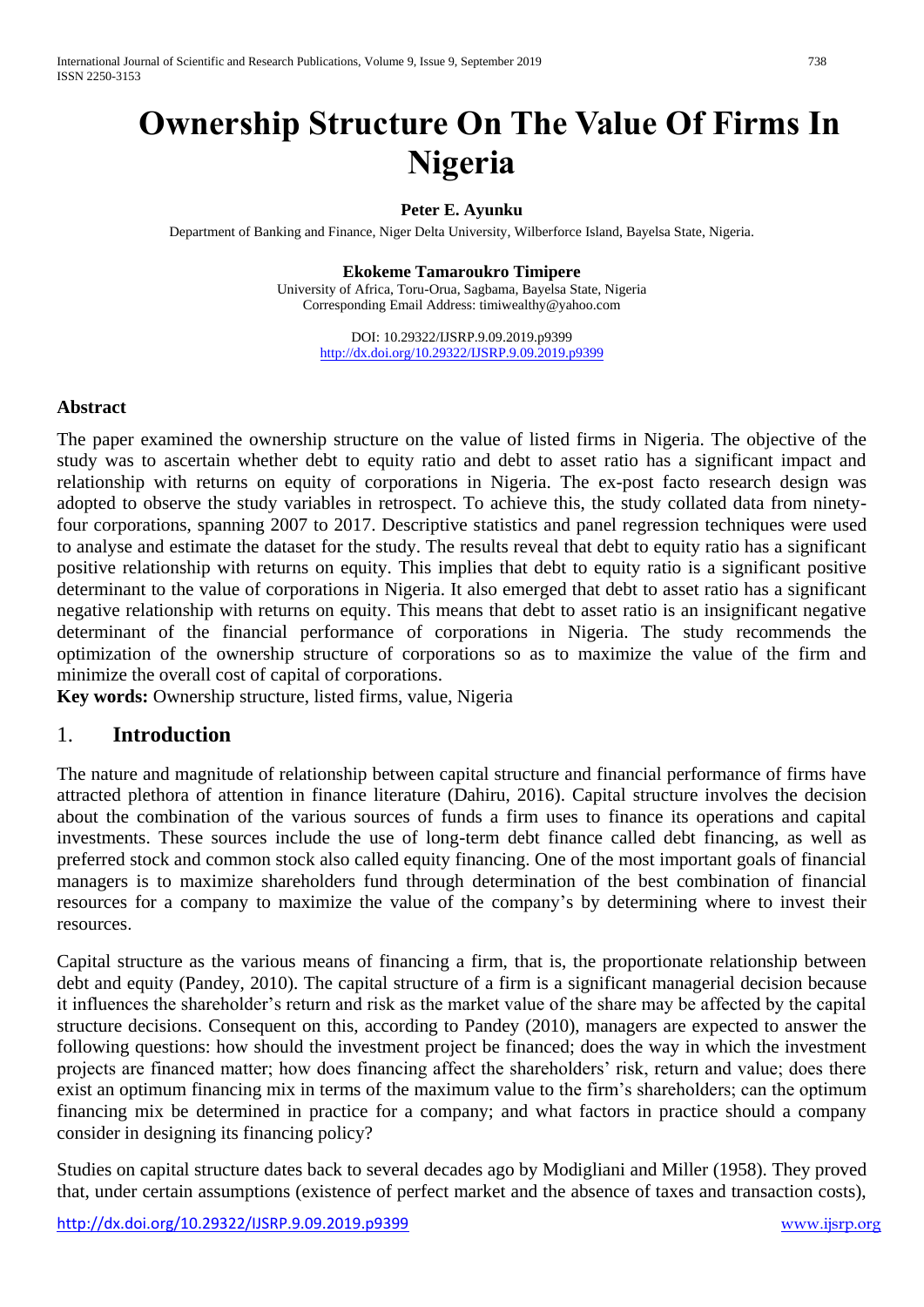# Ownership Structure On The Value Of Firms In Nigeria

**Peter E. Ayunku**

Department of Banking and Finance, Niger Delta University, Wilberforce Island, Bayelsa State, Nigeria.

**Ekokeme Tamaroukro Timipere**

University of Africa, Toru-Orua, Sagbama, Bayelsa State, Nigeria
Corresponding Email Address: timiwealthy@yahoo.com

DOI: 10.29322/IJSRP.9.09.2019.p9399
http://dx.doi.org/10.29322/IJSRP.9.09.2019.p9399

## Abstract

The paper examined the ownership structure on the value of listed firms in Nigeria. The objective of the study was to ascertain whether debt to equity ratio and debt to asset ratio has a significant impact and relationship with returns on equity of corporations in Nigeria. The ex-post facto research design was adopted to observe the study variables in retrospect. To achieve this, the study collated data from ninety-four corporations, spanning 2007 to 2017. Descriptive statistics and panel regression techniques were used to analyse and estimate the dataset for the study. The results reveal that debt to equity ratio has a significant positive relationship with returns on equity. This implies that debt to equity ratio is a significant positive determinant to the value of corporations in Nigeria. It also emerged that debt to asset ratio has a significant negative relationship with returns on equity. This means that debt to asset ratio is an insignificant negative determinant of the financial performance of corporations in Nigeria. The study recommends the optimization of the ownership structure of corporations so as to maximize the value of the firm and minimize the overall cost of capital of corporations.

**Key words:** Ownership structure, listed firms, value, Nigeria

## 1. Introduction

The nature and magnitude of relationship between capital structure and financial performance of firms have attracted plethora of attention in finance literature (Dahiru, 2016). Capital structure involves the decision about the combination of the various sources of funds a firm uses to finance its operations and capital investments. These sources include the use of long-term debt finance called debt financing, as well as preferred stock and common stock also called equity financing. One of the most important goals of financial managers is to maximize shareholders fund through determination of the best combination of financial resources for a company to maximize the value of the company's by determining where to invest their resources.

Capital structure as the various means of financing a firm, that is, the proportionate relationship between debt and equity (Pandey, 2010). The capital structure of a firm is a significant managerial decision because it influences the shareholder's return and risk as the market value of the share may be affected by the capital structure decisions. Consequent on this, according to Pandey (2010), managers are expected to answer the following questions: how should the investment project be financed; does the way in which the investment projects are financed matter; how does financing affect the shareholders' risk, return and value; does there exist an optimum financing mix in terms of the maximum value to the firm's shareholders; can the optimum financing mix be determined in practice for a company; and what factors in practice should a company consider in designing its financing policy?

Studies on capital structure dates back to several decades ago by Modigliani and Miller (1958). They proved that, under certain assumptions (existence of perfect market and the absence of taxes and transaction costs),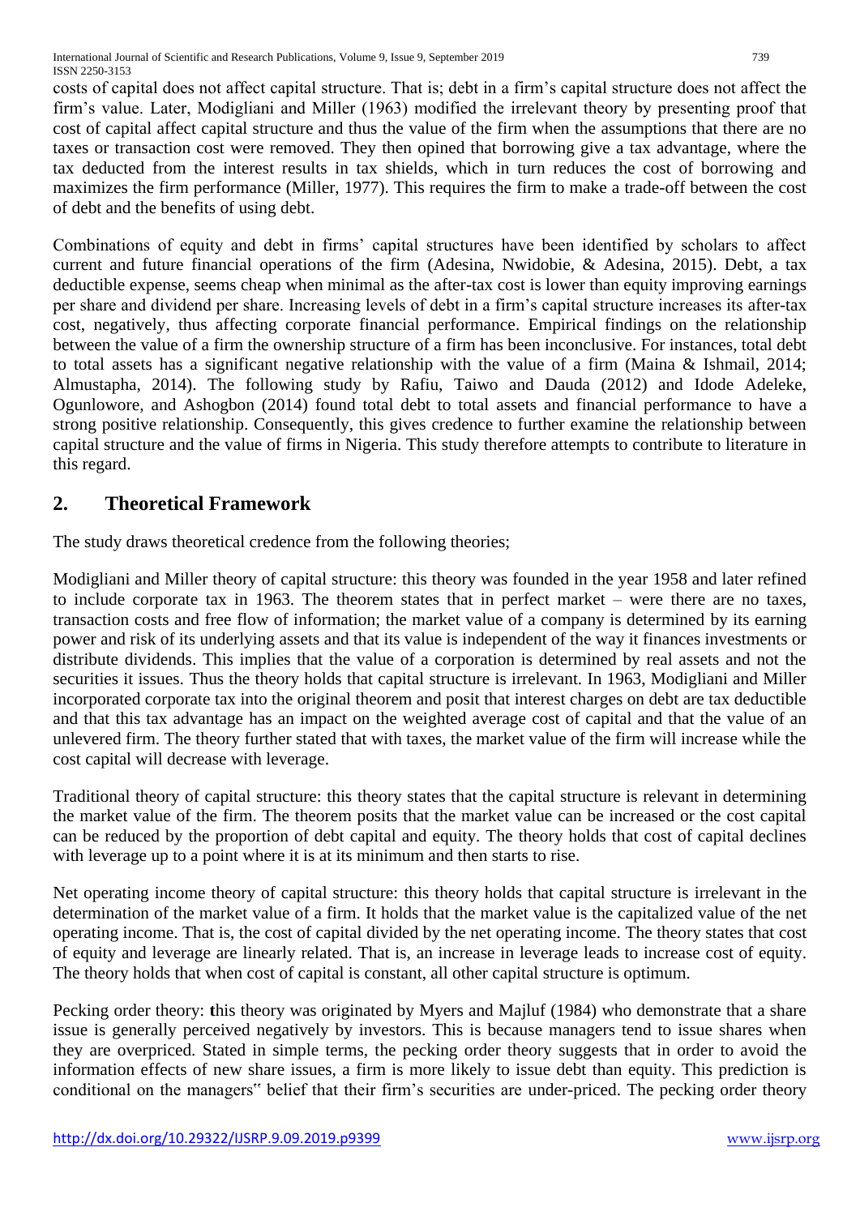costs of capital does not affect capital structure. That is; debt in a firm's capital structure does not affect the firm's value. Later, Modigliani and Miller (1963) modified the irrelevant theory by presenting proof that cost of capital affect capital structure and thus the value of the firm when the assumptions that there are no taxes or transaction cost were removed. They then opined that borrowing give a tax advantage, where the tax deducted from the interest results in tax shields, which in turn reduces the cost of borrowing and maximizes the firm performance (Miller, 1977). This requires the firm to make a trade-off between the cost of debt and the benefits of using debt.

Combinations of equity and debt in firms' capital structures have been identified by scholars to affect current and future financial operations of the firm (Adesina, Nwidobie, & Adesina, 2015). Debt, a tax deductible expense, seems cheap when minimal as the after-tax cost is lower than equity improving earnings per share and dividend per share. Increasing levels of debt in a firm's capital structure increases its after-tax cost, negatively, thus affecting corporate financial performance. Empirical findings on the relationship between the value of a firm the ownership structure of a firm has been inconclusive. For instances, total debt to total assets has a significant negative relationship with the value of a firm (Maina & Ishmail, 2014; Almustapha, 2014). The following study by Rafiu, Taiwo and Dauda (2012) and Idode Adeleke, Ogunlowore, and Ashogbon (2014) found total debt to total assets and financial performance to have a strong positive relationship. Consequently, this gives credence to further examine the relationship between capital structure and the value of firms in Nigeria. This study therefore attempts to contribute to literature in this regard.

## 2. Theoretical Framework

The study draws theoretical credence from the following theories;

Modigliani and Miller theory of capital structure: this theory was founded in the year 1958 and later refined to include corporate tax in 1963. The theorem states that in perfect market – were there are no taxes, transaction costs and free flow of information; the market value of a company is determined by its earning power and risk of its underlying assets and that its value is independent of the way it finances investments or distribute dividends. This implies that the value of a corporation is determined by real assets and not the securities it issues. Thus the theory holds that capital structure is irrelevant. In 1963, Modigliani and Miller incorporated corporate tax into the original theorem and posit that interest charges on debt are tax deductible and that this tax advantage has an impact on the weighted average cost of capital and that the value of an unlevered firm. The theory further stated that with taxes, the market value of the firm will increase while the cost capital will decrease with leverage.

Traditional theory of capital structure: this theory states that the capital structure is relevant in determining the market value of the firm. The theorem posits that the market value can be increased or the cost capital can be reduced by the proportion of debt capital and equity. The theory holds that cost of capital declines with leverage up to a point where it is at its minimum and then starts to rise.

Net operating income theory of capital structure: this theory holds that capital structure is irrelevant in the determination of the market value of a firm. It holds that the market value is the capitalized value of the net operating income. That is, the cost of capital divided by the net operating income. The theory states that cost of equity and leverage are linearly related. That is, an increase in leverage leads to increase cost of equity. The theory holds that when cost of capital is constant, all other capital structure is optimum.

Pecking order theory: **t**his theory was originated by Myers and Majluf (1984) who demonstrate that a share issue is generally perceived negatively by investors. This is because managers tend to issue shares when they are overpriced. Stated in simple terms, the pecking order theory suggests that in order to avoid the information effects of new share issues, a firm is more likely to issue debt than equity. This prediction is conditional on the managers" belief that their firm's securities are under-priced. The pecking order theory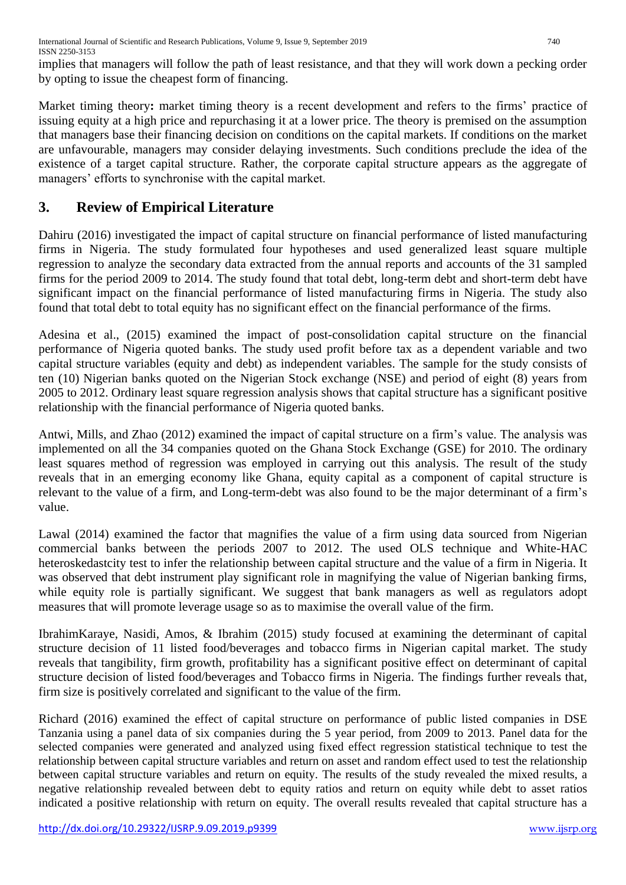implies that managers will follow the path of least resistance, and that they will work down a pecking order by opting to issue the cheapest form of financing.

Market timing theory**:** market timing theory is a recent development and refers to the firms' practice of issuing equity at a high price and repurchasing it at a lower price. The theory is premised on the assumption that managers base their financing decision on conditions on the capital markets. If conditions on the market are unfavourable, managers may consider delaying investments. Such conditions preclude the idea of the existence of a target capital structure. Rather, the corporate capital structure appears as the aggregate of managers' efforts to synchronise with the capital market.

## 3. Review of Empirical Literature

Dahiru (2016) investigated the impact of capital structure on financial performance of listed manufacturing firms in Nigeria. The study formulated four hypotheses and used generalized least square multiple regression to analyze the secondary data extracted from the annual reports and accounts of the 31 sampled firms for the period 2009 to 2014. The study found that total debt, long-term debt and short-term debt have significant impact on the financial performance of listed manufacturing firms in Nigeria. The study also found that total debt to total equity has no significant effect on the financial performance of the firms.

Adesina et al., (2015) examined the impact of post-consolidation capital structure on the financial performance of Nigeria quoted banks. The study used profit before tax as a dependent variable and two capital structure variables (equity and debt) as independent variables. The sample for the study consists of ten (10) Nigerian banks quoted on the Nigerian Stock exchange (NSE) and period of eight (8) years from 2005 to 2012. Ordinary least square regression analysis shows that capital structure has a significant positive relationship with the financial performance of Nigeria quoted banks.

Antwi, Mills, and Zhao (2012) examined the impact of capital structure on a firm's value. The analysis was implemented on all the 34 companies quoted on the Ghana Stock Exchange (GSE) for 2010. The ordinary least squares method of regression was employed in carrying out this analysis. The result of the study reveals that in an emerging economy like Ghana, equity capital as a component of capital structure is relevant to the value of a firm, and Long-term-debt was also found to be the major determinant of a firm's value.

Lawal (2014) examined the factor that magnifies the value of a firm using data sourced from Nigerian commercial banks between the periods 2007 to 2012. The used OLS technique and White-HAC heteroskedastcity test to infer the relationship between capital structure and the value of a firm in Nigeria. It was observed that debt instrument play significant role in magnifying the value of Nigerian banking firms, while equity role is partially significant. We suggest that bank managers as well as regulators adopt measures that will promote leverage usage so as to maximise the overall value of the firm.

IbrahimKaraye, Nasidi, Amos, & Ibrahim (2015) study focused at examining the determinant of capital structure decision of 11 listed food/beverages and tobacco firms in Nigerian capital market. The study reveals that tangibility, firm growth, profitability has a significant positive effect on determinant of capital structure decision of listed food/beverages and Tobacco firms in Nigeria. The findings further reveals that, firm size is positively correlated and significant to the value of the firm.

Richard (2016) examined the effect of capital structure on performance of public listed companies in DSE Tanzania using a panel data of six companies during the 5 year period, from 2009 to 2013. Panel data for the selected companies were generated and analyzed using fixed effect regression statistical technique to test the relationship between capital structure variables and return on asset and random effect used to test the relationship between capital structure variables and return on equity. The results of the study revealed the mixed results, a negative relationship revealed between debt to equity ratios and return on equity while debt to asset ratios indicated a positive relationship with return on equity. The overall results revealed that capital structure has a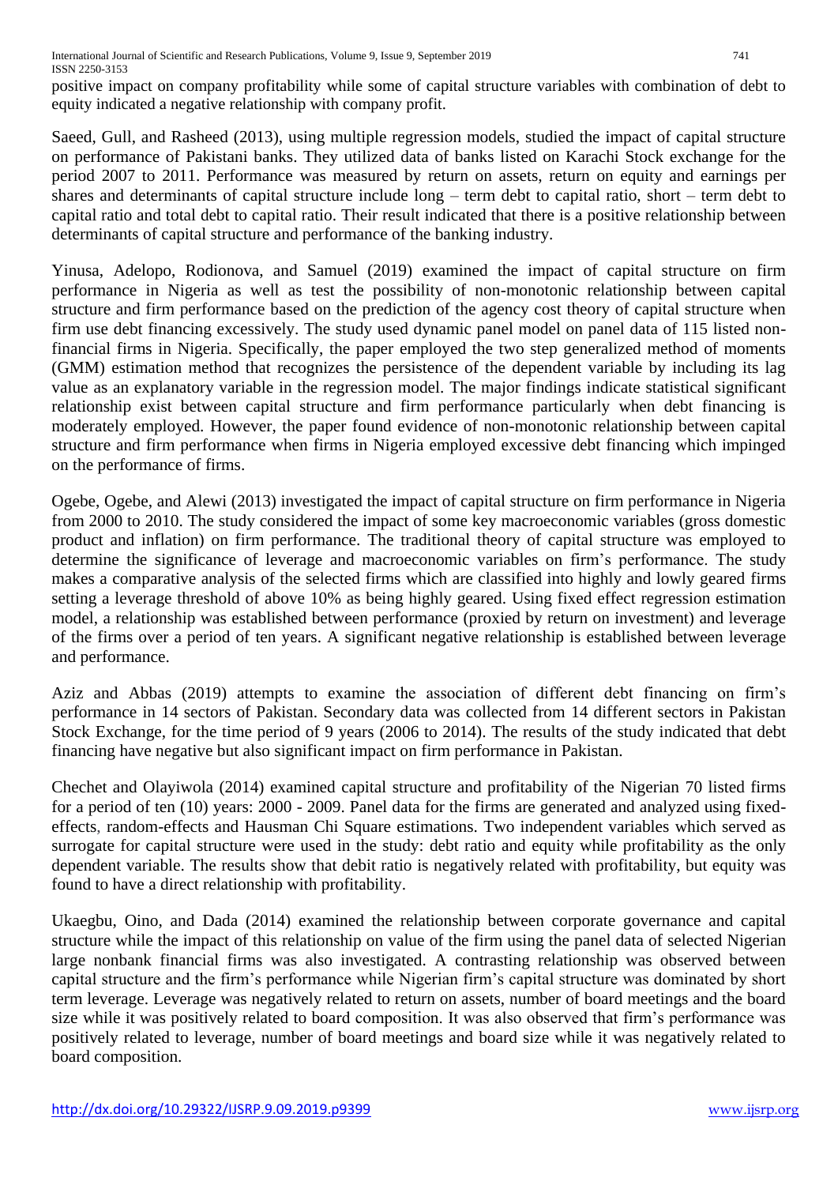positive impact on company profitability while some of capital structure variables with combination of debt to equity indicated a negative relationship with company profit.

Saeed, Gull, and Rasheed (2013), using multiple regression models, studied the impact of capital structure on performance of Pakistani banks. They utilized data of banks listed on Karachi Stock exchange for the period 2007 to 2011. Performance was measured by return on assets, return on equity and earnings per shares and determinants of capital structure include long – term debt to capital ratio, short – term debt to capital ratio and total debt to capital ratio. Their result indicated that there is a positive relationship between determinants of capital structure and performance of the banking industry.

Yinusa, Adelopo, Rodionova, and Samuel (2019) examined the impact of capital structure on firm performance in Nigeria as well as test the possibility of non-monotonic relationship between capital structure and firm performance based on the prediction of the agency cost theory of capital structure when firm use debt financing excessively. The study used dynamic panel model on panel data of 115 listed non-financial firms in Nigeria. Specifically, the paper employed the two step generalized method of moments (GMM) estimation method that recognizes the persistence of the dependent variable by including its lag value as an explanatory variable in the regression model. The major findings indicate statistical significant relationship exist between capital structure and firm performance particularly when debt financing is moderately employed. However, the paper found evidence of non-monotonic relationship between capital structure and firm performance when firms in Nigeria employed excessive debt financing which impinged on the performance of firms.

Ogebe, Ogebe, and Alewi (2013) investigated the impact of capital structure on firm performance in Nigeria from 2000 to 2010. The study considered the impact of some key macroeconomic variables (gross domestic product and inflation) on firm performance. The traditional theory of capital structure was employed to determine the significance of leverage and macroeconomic variables on firm's performance. The study makes a comparative analysis of the selected firms which are classified into highly and lowly geared firms setting a leverage threshold of above 10% as being highly geared. Using fixed effect regression estimation model, a relationship was established between performance (proxied by return on investment) and leverage of the firms over a period of ten years. A significant negative relationship is established between leverage and performance.

Aziz and Abbas (2019) attempts to examine the association of different debt financing on firm's performance in 14 sectors of Pakistan. Secondary data was collected from 14 different sectors in Pakistan Stock Exchange, for the time period of 9 years (2006 to 2014). The results of the study indicated that debt financing have negative but also significant impact on firm performance in Pakistan.

Chechet and Olayiwola (2014) examined capital structure and profitability of the Nigerian 70 listed firms for a period of ten (10) years: 2000 - 2009. Panel data for the firms are generated and analyzed using fixed-effects, random-effects and Hausman Chi Square estimations. Two independent variables which served as surrogate for capital structure were used in the study: debt ratio and equity while profitability as the only dependent variable. The results show that debit ratio is negatively related with profitability, but equity was found to have a direct relationship with profitability.

Ukaegbu, Oino, and Dada (2014) examined the relationship between corporate governance and capital structure while the impact of this relationship on value of the firm using the panel data of selected Nigerian large nonbank financial firms was also investigated. A contrasting relationship was observed between capital structure and the firm's performance while Nigerian firm's capital structure was dominated by short term leverage. Leverage was negatively related to return on assets, number of board meetings and the board size while it was positively related to board composition. It was also observed that firm's performance was positively related to leverage, number of board meetings and board size while it was negatively related to board composition.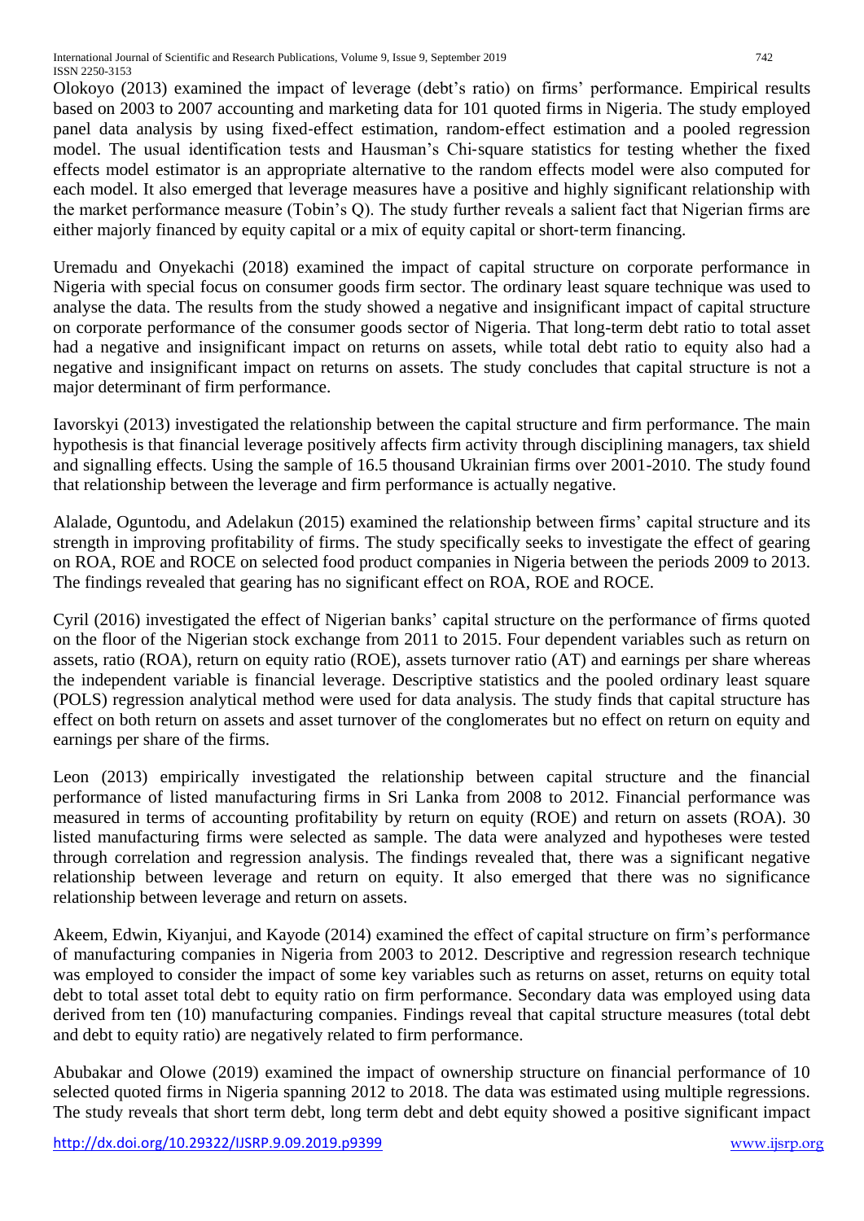Olokoyo (2013) examined the impact of leverage (debt's ratio) on firms' performance. Empirical results based on 2003 to 2007 accounting and marketing data for 101 quoted firms in Nigeria. The study employed panel data analysis by using fixed-effect estimation, random-effect estimation and a pooled regression model. The usual identification tests and Hausman's Chi-square statistics for testing whether the fixed effects model estimator is an appropriate alternative to the random effects model were also computed for each model. It also emerged that leverage measures have a positive and highly significant relationship with the market performance measure (Tobin's Q). The study further reveals a salient fact that Nigerian firms are either majorly financed by equity capital or a mix of equity capital or short-term financing.

Uremadu and Onyekachi (2018) examined the impact of capital structure on corporate performance in Nigeria with special focus on consumer goods firm sector. The ordinary least square technique was used to analyse the data. The results from the study showed a negative and insignificant impact of capital structure on corporate performance of the consumer goods sector of Nigeria. That long-term debt ratio to total asset had a negative and insignificant impact on returns on assets, while total debt ratio to equity also had a negative and insignificant impact on returns on assets. The study concludes that capital structure is not a major determinant of firm performance.

Iavorskyi (2013) investigated the relationship between the capital structure and firm performance. The main hypothesis is that financial leverage positively affects firm activity through disciplining managers, tax shield and signalling effects. Using the sample of 16.5 thousand Ukrainian firms over 2001-2010. The study found that relationship between the leverage and firm performance is actually negative.

Alalade, Oguntodu, and Adelakun (2015) examined the relationship between firms' capital structure and its strength in improving profitability of firms. The study specifically seeks to investigate the effect of gearing on ROA, ROE and ROCE on selected food product companies in Nigeria between the periods 2009 to 2013. The findings revealed that gearing has no significant effect on ROA, ROE and ROCE.

Cyril (2016) investigated the effect of Nigerian banks' capital structure on the performance of firms quoted on the floor of the Nigerian stock exchange from 2011 to 2015. Four dependent variables such as return on assets, ratio (ROA), return on equity ratio (ROE), assets turnover ratio (AT) and earnings per share whereas the independent variable is financial leverage. Descriptive statistics and the pooled ordinary least square (POLS) regression analytical method were used for data analysis. The study finds that capital structure has effect on both return on assets and asset turnover of the conglomerates but no effect on return on equity and earnings per share of the firms.

Leon (2013) empirically investigated the relationship between capital structure and the financial performance of listed manufacturing firms in Sri Lanka from 2008 to 2012. Financial performance was measured in terms of accounting profitability by return on equity (ROE) and return on assets (ROA). 30 listed manufacturing firms were selected as sample. The data were analyzed and hypotheses were tested through correlation and regression analysis. The findings revealed that, there was a significant negative relationship between leverage and return on equity. It also emerged that there was no significance relationship between leverage and return on assets.

Akeem, Edwin, Kiyanjui, and Kayode (2014) examined the effect of capital structure on firm's performance of manufacturing companies in Nigeria from 2003 to 2012. Descriptive and regression research technique was employed to consider the impact of some key variables such as returns on asset, returns on equity total debt to total asset total debt to equity ratio on firm performance. Secondary data was employed using data derived from ten (10) manufacturing companies. Findings reveal that capital structure measures (total debt and debt to equity ratio) are negatively related to firm performance.

Abubakar and Olowe (2019) examined the impact of ownership structure on financial performance of 10 selected quoted firms in Nigeria spanning 2012 to 2018. The data was estimated using multiple regressions. The study reveals that short term debt, long term debt and debt equity showed a positive significant impact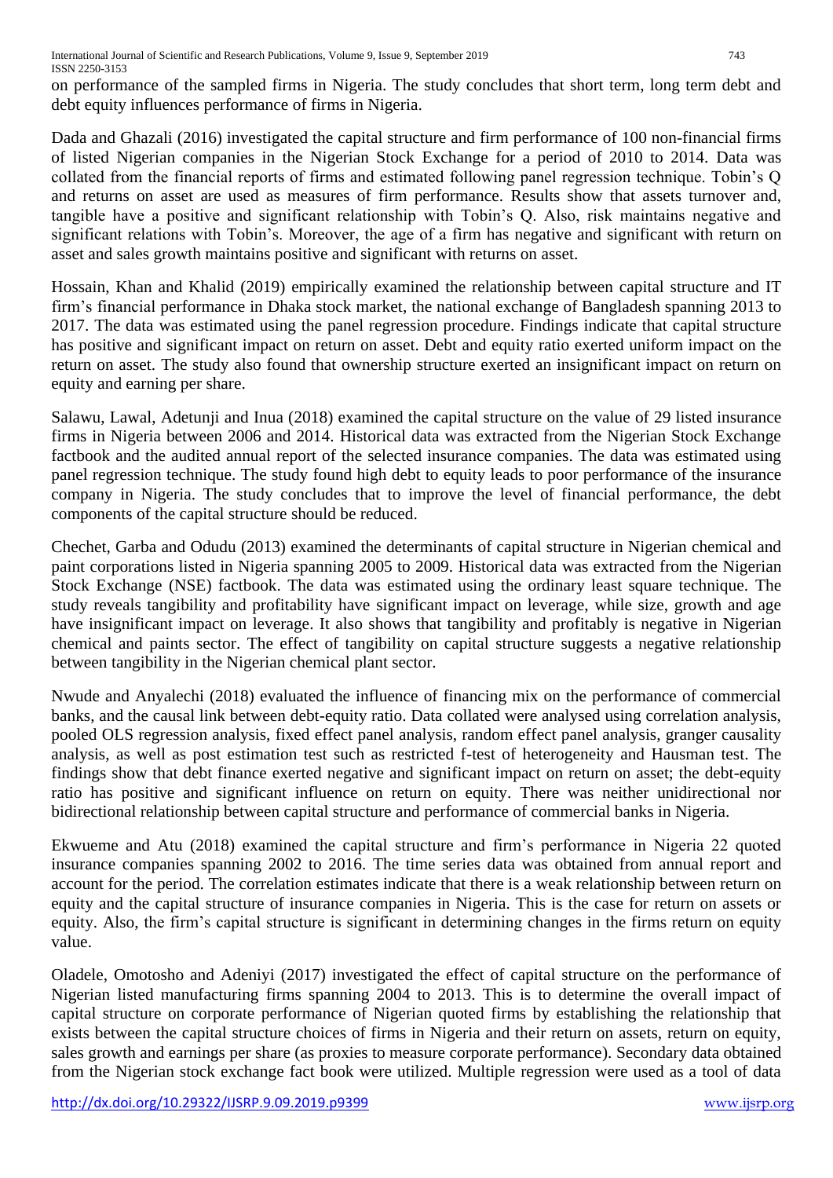on performance of the sampled firms in Nigeria. The study concludes that short term, long term debt and debt equity influences performance of firms in Nigeria.

Dada and Ghazali (2016) investigated the capital structure and firm performance of 100 non-financial firms of listed Nigerian companies in the Nigerian Stock Exchange for a period of 2010 to 2014. Data was collated from the financial reports of firms and estimated following panel regression technique. Tobin's Q and returns on asset are used as measures of firm performance. Results show that assets turnover and, tangible have a positive and significant relationship with Tobin's Q. Also, risk maintains negative and significant relations with Tobin's. Moreover, the age of a firm has negative and significant with return on asset and sales growth maintains positive and significant with returns on asset.

Hossain, Khan and Khalid (2019) empirically examined the relationship between capital structure and IT firm's financial performance in Dhaka stock market, the national exchange of Bangladesh spanning 2013 to 2017. The data was estimated using the panel regression procedure. Findings indicate that capital structure has positive and significant impact on return on asset. Debt and equity ratio exerted uniform impact on the return on asset. The study also found that ownership structure exerted an insignificant impact on return on equity and earning per share.

Salawu, Lawal, Adetunji and Inua (2018) examined the capital structure on the value of 29 listed insurance firms in Nigeria between 2006 and 2014. Historical data was extracted from the Nigerian Stock Exchange factbook and the audited annual report of the selected insurance companies. The data was estimated using panel regression technique. The study found high debt to equity leads to poor performance of the insurance company in Nigeria. The study concludes that to improve the level of financial performance, the debt components of the capital structure should be reduced.

Chechet, Garba and Odudu (2013) examined the determinants of capital structure in Nigerian chemical and paint corporations listed in Nigeria spanning 2005 to 2009. Historical data was extracted from the Nigerian Stock Exchange (NSE) factbook. The data was estimated using the ordinary least square technique. The study reveals tangibility and profitability have significant impact on leverage, while size, growth and age have insignificant impact on leverage. It also shows that tangibility and profitably is negative in Nigerian chemical and paints sector. The effect of tangibility on capital structure suggests a negative relationship between tangibility in the Nigerian chemical plant sector.

Nwude and Anyalechi (2018) evaluated the influence of financing mix on the performance of commercial banks, and the causal link between debt-equity ratio. Data collated were analysed using correlation analysis, pooled OLS regression analysis, fixed effect panel analysis, random effect panel analysis, granger causality analysis, as well as post estimation test such as restricted f-test of heterogeneity and Hausman test. The findings show that debt finance exerted negative and significant impact on return on asset; the debt-equity ratio has positive and significant influence on return on equity. There was neither unidirectional nor bidirectional relationship between capital structure and performance of commercial banks in Nigeria.

Ekwueme and Atu (2018) examined the capital structure and firm's performance in Nigeria 22 quoted insurance companies spanning 2002 to 2016. The time series data was obtained from annual report and account for the period. The correlation estimates indicate that there is a weak relationship between return on equity and the capital structure of insurance companies in Nigeria. This is the case for return on assets or equity. Also, the firm's capital structure is significant in determining changes in the firms return on equity value.

Oladele, Omotosho and Adeniyi (2017) investigated the effect of capital structure on the performance of Nigerian listed manufacturing firms spanning 2004 to 2013. This is to determine the overall impact of capital structure on corporate performance of Nigerian quoted firms by establishing the relationship that exists between the capital structure choices of firms in Nigeria and their return on assets, return on equity, sales growth and earnings per share (as proxies to measure corporate performance). Secondary data obtained from the Nigerian stock exchange fact book were utilized. Multiple regression were used as a tool of data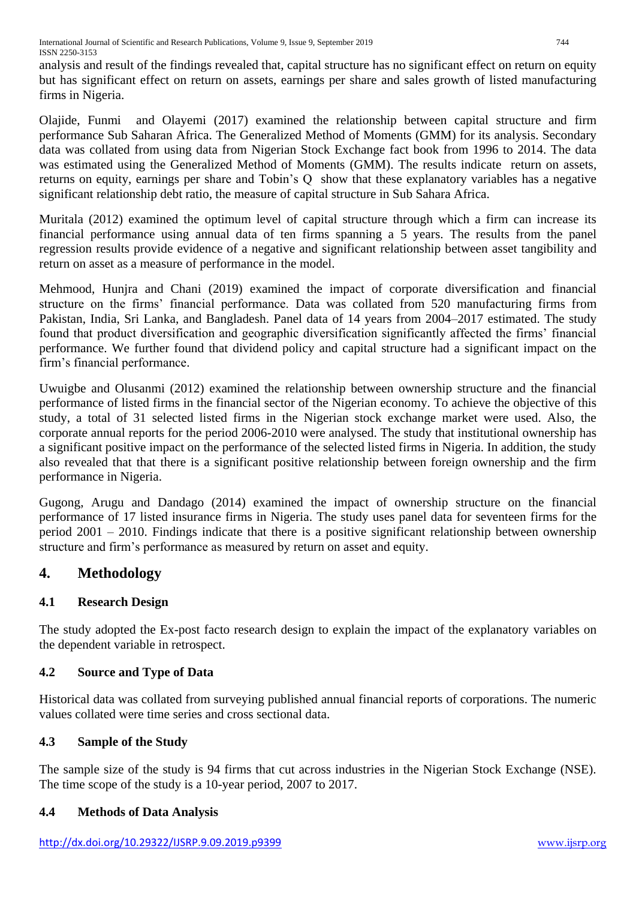analysis and result of the findings revealed that, capital structure has no significant effect on return on equity but has significant effect on return on assets, earnings per share and sales growth of listed manufacturing firms in Nigeria.

Olajide, Funmi and Olayemi (2017) examined the relationship between capital structure and firm performance Sub Saharan Africa. The Generalized Method of Moments (GMM) for its analysis. Secondary data was collated from using data from Nigerian Stock Exchange fact book from 1996 to 2014. The data was estimated using the Generalized Method of Moments (GMM). The results indicate return on assets, returns on equity, earnings per share and Tobin's Q show that these explanatory variables has a negative significant relationship debt ratio, the measure of capital structure in Sub Sahara Africa.

Muritala (2012) examined the optimum level of capital structure through which a firm can increase its financial performance using annual data of ten firms spanning a 5 years. The results from the panel regression results provide evidence of a negative and significant relationship between asset tangibility and return on asset as a measure of performance in the model.

Mehmood, Hunjra and Chani (2019) examined the impact of corporate diversification and financial structure on the firms' financial performance. Data was collated from 520 manufacturing firms from Pakistan, India, Sri Lanka, and Bangladesh. Panel data of 14 years from 2004–2017 estimated. The study found that product diversification and geographic diversification significantly affected the firms' financial performance. We further found that dividend policy and capital structure had a significant impact on the firm's financial performance.

Uwuigbe and Olusanmi (2012) examined the relationship between ownership structure and the financial performance of listed firms in the financial sector of the Nigerian economy. To achieve the objective of this study, a total of 31 selected listed firms in the Nigerian stock exchange market were used. Also, the corporate annual reports for the period 2006-2010 were analysed. The study that institutional ownership has a significant positive impact on the performance of the selected listed firms in Nigeria. In addition, the study also revealed that that there is a significant positive relationship between foreign ownership and the firm performance in Nigeria.

Gugong, Arugu and Dandago (2014) examined the impact of ownership structure on the financial performance of 17 listed insurance firms in Nigeria. The study uses panel data for seventeen firms for the period 2001 – 2010. Findings indicate that there is a positive significant relationship between ownership structure and firm's performance as measured by return on asset and equity.

## 4. Methodology

### 4.1 Research Design

The study adopted the Ex-post facto research design to explain the impact of the explanatory variables on the dependent variable in retrospect.

### 4.2 Source and Type of Data

Historical data was collated from surveying published annual financial reports of corporations. The numeric values collated were time series and cross sectional data.

### 4.3 Sample of the Study

The sample size of the study is 94 firms that cut across industries in the Nigerian Stock Exchange (NSE). The time scope of the study is a 10-year period, 2007 to 2017.

### 4.4 Methods of Data Analysis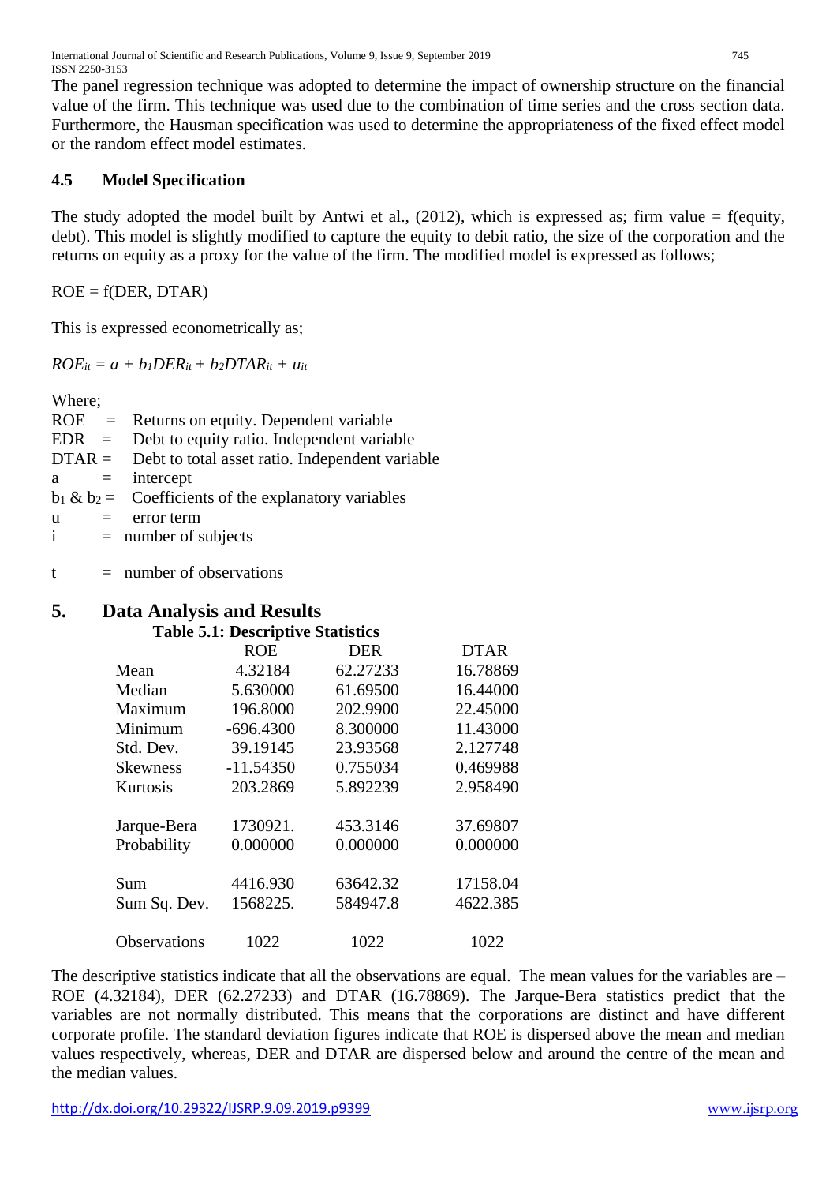The panel regression technique was adopted to determine the impact of ownership structure on the financial value of the firm. This technique was used due to the combination of time series and the cross section data. Furthermore, the Hausman specification was used to determine the appropriateness of the fixed effect model or the random effect model estimates.

### 4.5 Model Specification

The study adopted the model built by Antwi et al., (2012), which is expressed as; firm value = f(equity, debt). This model is slightly modified to capture the equity to debit ratio, the size of the corporation and the returns on equity as a proxy for the value of the firm. The modified model is expressed as follows;

ROE = f(DER, DTAR)

This is expressed econometrically as;

$$ROE_{it} = a + b_1 DER_{it} + b_2 DTAR_{it} + u_{it}$$

Where;

- ROE = Returns on equity. Dependent variable
- EDR = Debt to equity ratio. Independent variable
- DTAR = Debt to total asset ratio. Independent variable
- a = intercept
- $b_1$ & $b_2$ = Coefficients of the explanatory variables
- u = error term
- i = number of subjects
- t = number of observations

## 5. Data Analysis and Results

**Table 5.1: Descriptive Statistics**

| | ROE | DER | DTAR |
|---|---|---|---|
| Mean | 4.32184 | 62.27233 | 16.78869 |
| Median | 5.630000 | 61.69500 | 16.44000 |
| Maximum | 196.8000 | 202.9900 | 22.45000 |
| Minimum | -696.4300 | 8.300000 | 11.43000 |
| Std. Dev. | 39.19145 | 23.93568 | 2.127748 |
| Skewness | -11.54350 | 0.755034 | 0.469988 |
| Kurtosis | 203.2869 | 5.892239 | 2.958490 |
| Jarque-Bera | 1730921. | 453.3146 | 37.69807 |
| Probability | 0.000000 | 0.000000 | 0.000000 |
| Sum | 4416.930 | 63642.32 | 17158.04 |
| Sum Sq. Dev. | 1568225. | 584947.8 | 4622.385 |
| Observations | 1022 | 1022 | 1022 |

The descriptive statistics indicate that all the observations are equal. The mean values for the variables are – ROE (4.32184), DER (62.27233) and DTAR (16.78869). The Jarque-Bera statistics predict that the variables are not normally distributed. This means that the corporations are distinct and have different corporate profile. The standard deviation figures indicate that ROE is dispersed above the mean and median values respectively, whereas, DER and DTAR are dispersed below and around the centre of the mean and the median values.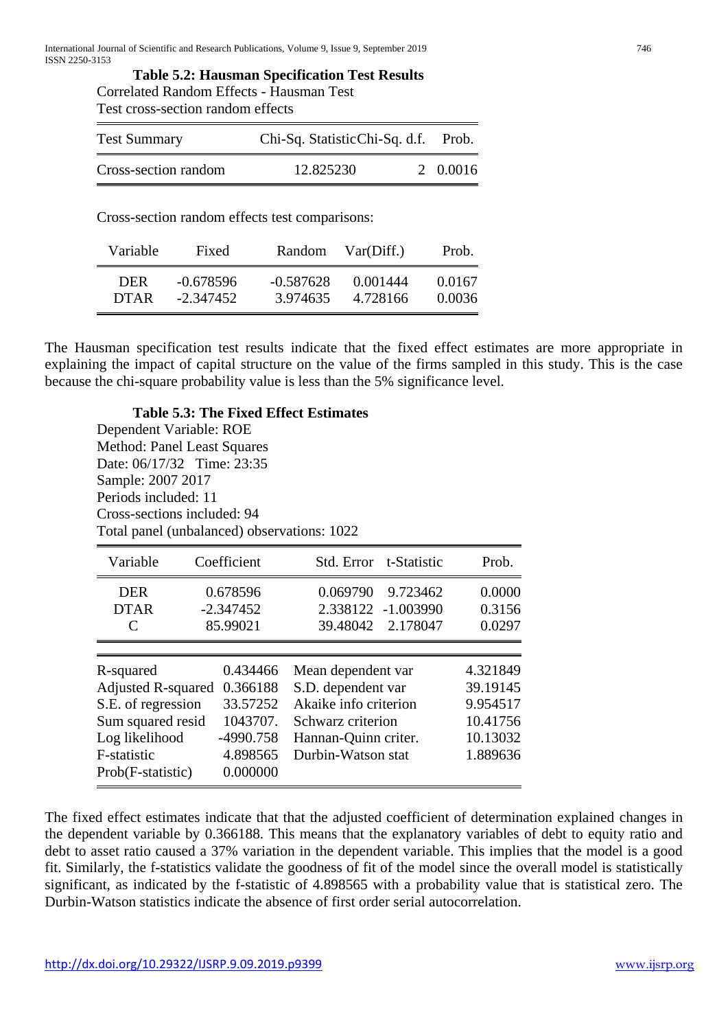**Table 5.2: Hausman Specification Test Results**

Correlated Random Effects - Hausman Test
Test cross-section random effects

| Test Summary | Chi-Sq. Statistic | Chi-Sq. d.f. | Prob. |
|---|---|---|---|
| Cross-section random | 12.825230 | 2 | 0.0016 |

Cross-section random effects test comparisons:

| Variable | Fixed | Random | Var(Diff.) | Prob. |
|---|---|---|---|---|
| DER | -0.678596 | -0.587628 | 0.001444 | 0.0167 |
| DTAR | -2.347452 | 3.974635 | 4.728166 | 0.0036 |

The Hausman specification test results indicate that the fixed effect estimates are more appropriate in explaining the impact of capital structure on the value of the firms sampled in this study. This is the case because the chi-square probability value is less than the 5% significance level.

**Table 5.3: The Fixed Effect Estimates**

Dependent Variable: ROE
Method: Panel Least Squares
Date: 06/17/32 Time: 23:35
Sample: 2007 2017
Periods included: 11
Cross-sections included: 94
Total panel (unbalanced) observations: 1022

| Variable | Coefficient | Std. Error | t-Statistic | Prob. |
|---|---|---|---|---|
| DER | 0.678596 | 0.069790 | 9.723462 | 0.0000 |
| DTAR | -2.347452 | 2.338122 | -1.003990 | 0.3156 |
| C | 85.99021 | 39.48042 | 2.178047 | 0.0297 |

| | | | |
|---|---|---|---|
| R-squared | 0.434466 | Mean dependent var | 4.321849 |
| Adjusted R-squared | 0.366188 | S.D. dependent var | 39.19145 |
| S.E. of regression | 33.57252 | Akaike info criterion | 9.954517 |
| Sum squared resid | 1043707. | Schwarz criterion | 10.41756 |
| Log likelihood | -4990.758 | Hannan-Quinn criter. | 10.13032 |
| F-statistic | 4.898565 | Durbin-Watson stat | 1.889636 |
| Prob(F-statistic) | 0.000000 | | |

The fixed effect estimates indicate that that the adjusted coefficient of determination explained changes in the dependent variable by 0.366188. This means that the explanatory variables of debt to equity ratio and debt to asset ratio caused a 37% variation in the dependent variable. This implies that the model is a good fit. Similarly, the f-statistics validate the goodness of fit of the model since the overall model is statistically significant, as indicated by the f-statistic of 4.898565 with a probability value that is statistical zero. The Durbin-Watson statistics indicate the absence of first order serial autocorrelation.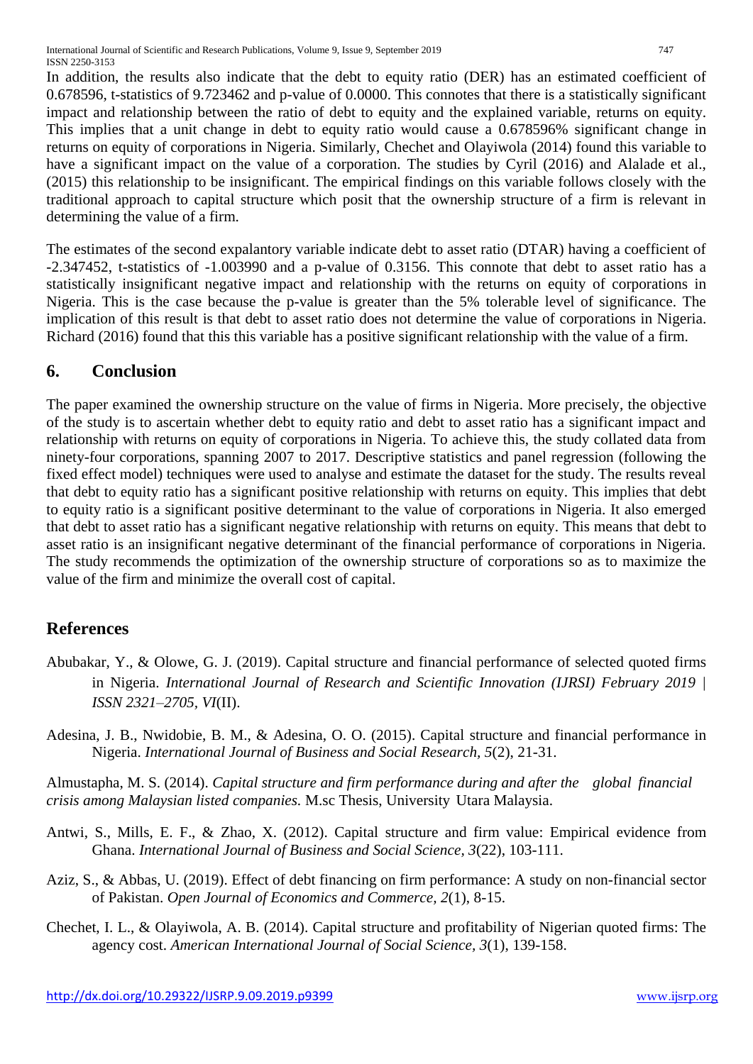In addition, the results also indicate that the debt to equity ratio (DER) has an estimated coefficient of 0.678596, t-statistics of 9.723462 and p-value of 0.0000. This connotes that there is a statistically significant impact and relationship between the ratio of debt to equity and the explained variable, returns on equity. This implies that a unit change in debt to equity ratio would cause a 0.678596% significant change in returns on equity of corporations in Nigeria. Similarly, Chechet and Olayiwola (2014) found this variable to have a significant impact on the value of a corporation. The studies by Cyril (2016) and Alalade et al., (2015) this relationship to be insignificant. The empirical findings on this variable follows closely with the traditional approach to capital structure which posit that the ownership structure of a firm is relevant in determining the value of a firm.

The estimates of the second expalantory variable indicate debt to asset ratio (DTAR) having a coefficient of -2.347452, t-statistics of -1.003990 and a p-value of 0.3156. This connote that debt to asset ratio has a statistically insignificant negative impact and relationship with the returns on equity of corporations in Nigeria. This is the case because the p-value is greater than the 5% tolerable level of significance. The implication of this result is that debt to asset ratio does not determine the value of corporations in Nigeria. Richard (2016) found that this this variable has a positive significant relationship with the value of a firm.

## 6. Conclusion

The paper examined the ownership structure on the value of firms in Nigeria. More precisely, the objective of the study is to ascertain whether debt to equity ratio and debt to asset ratio has a significant impact and relationship with returns on equity of corporations in Nigeria. To achieve this, the study collated data from ninety-four corporations, spanning 2007 to 2017. Descriptive statistics and panel regression (following the fixed effect model) techniques were used to analyse and estimate the dataset for the study. The results reveal that debt to equity ratio has a significant positive relationship with returns on equity. This implies that debt to equity ratio is a significant positive determinant to the value of corporations in Nigeria. It also emerged that debt to asset ratio has a significant negative relationship with returns on equity. This means that debt to asset ratio is an insignificant negative determinant of the financial performance of corporations in Nigeria. The study recommends the optimization of the ownership structure of corporations so as to maximize the value of the firm and minimize the overall cost of capital.

## References

Abubakar, Y., & Olowe, G. J. (2019). Capital structure and financial performance of selected quoted firms in Nigeria. *International Journal of Research and Scientific Innovation (IJRSI) February 2019 | ISSN 2321–2705, VI*(II).

Adesina, J. B., Nwidobie, B. M., & Adesina, O. O. (2015). Capital structure and financial performance in Nigeria. *International Journal of Business and Social Research, 5*(2), 21-31.

Almustapha, M. S. (2014). *Capital structure and firm performance during and after the global financial crisis among Malaysian listed companies.* M.sc Thesis, University Utara Malaysia.

Antwi, S., Mills, E. F., & Zhao, X. (2012). Capital structure and firm value: Empirical evidence from Ghana. *International Journal of Business and Social Science, 3*(22), 103-111.

Aziz, S., & Abbas, U. (2019). Effect of debt financing on firm performance: A study on non-financial sector of Pakistan. *Open Journal of Economics and Commerce, 2*(1), 8-15.

Chechet, I. L., & Olayiwola, A. B. (2014). Capital structure and profitability of Nigerian quoted firms: The agency cost. *American International Journal of Social Science, 3*(1), 139-158.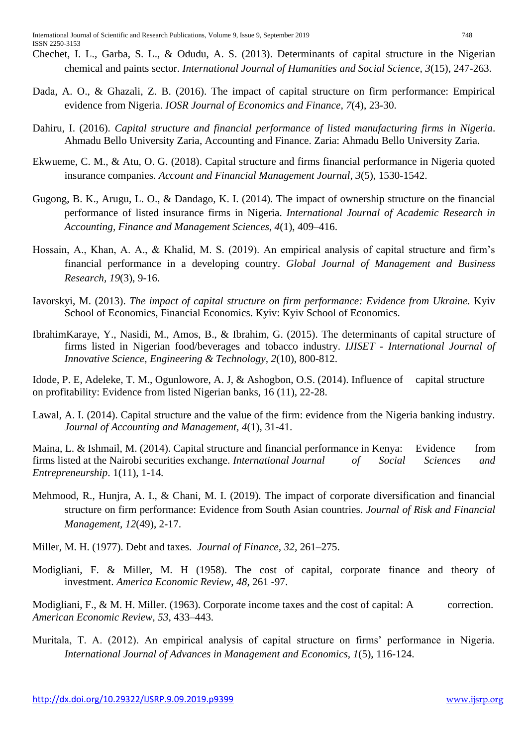Chechet, I. L., Garba, S. L., & Odudu, A. S. (2013). Determinants of capital structure in the Nigerian chemical and paints sector. *International Journal of Humanities and Social Science, 3*(15), 247-263.

Dada, A. O., & Ghazali, Z. B. (2016). The impact of capital structure on firm performance: Empirical evidence from Nigeria. *IOSR Journal of Economics and Finance, 7*(4), 23-30.

Dahiru, I. (2016). *Capital structure and financial performance of listed manufacturing firms in Nigeria*. Ahmadu Bello University Zaria, Accounting and Finance. Zaria: Ahmadu Bello University Zaria.

Ekwueme, C. M., & Atu, O. G. (2018). Capital structure and firms financial performance in Nigeria quoted insurance companies. *Account and Financial Management Journal, 3*(5), 1530-1542.

Gugong, B. K., Arugu, L. O., & Dandago, K. I. (2014). The impact of ownership structure on the financial performance of listed insurance firms in Nigeria. *International Journal of Academic Research in Accounting, Finance and Management Sciences, 4*(1), 409–416.

Hossain, A., Khan, A. A., & Khalid, M. S. (2019). An empirical analysis of capital structure and firm's financial performance in a developing country. *Global Journal of Management and Business Research, 19*(3), 9-16.

Iavorskyi, M. (2013). *The impact of capital structure on firm performance: Evidence from Ukraine.* Kyiv School of Economics, Financial Economics. Kyiv: Kyiv School of Economics.

IbrahimKaraye, Y., Nasidi, M., Amos, B., & Ibrahim, G. (2015). The determinants of capital structure of firms listed in Nigerian food/beverages and tobacco industry. *IJISET - International Journal of Innovative Science, Engineering & Technology, 2*(10), 800-812.

Idode, P. E, Adeleke, T. M., Ogunlowore, A. J, & Ashogbon, O.S. (2014). Influence of capital structure on profitability: Evidence from listed Nigerian banks, 16 (11), 22-28.

Lawal, A. I. (2014). Capital structure and the value of the firm: evidence from the Nigeria banking industry. *Journal of Accounting and Management, 4*(1), 31-41.

Maina, L. & Ishmail, M. (2014). Capital structure and financial performance in Kenya: Evidence from firms listed at the Nairobi securities exchange. *International Journal of Social Sciences and Entrepreneurship*. 1(11), 1-14.

Mehmood, R., Hunjra, A. I., & Chani, M. I. (2019). The impact of corporate diversification and financial structure on firm performance: Evidence from South Asian countries. *Journal of Risk and Financial Management, 12*(49), 2-17.

Miller, M. H. (1977). Debt and taxes. *Journal of Finance, 32,* 261–275.

Modigliani, F. & Miller, M. H (1958). The cost of capital, corporate finance and theory of investment. *America Economic Review, 48,* 261 -97.

Modigliani, F., & M. H. Miller. (1963). Corporate income taxes and the cost of capital: A correction. *American Economic Review, 53,* 433–443.

Muritala, T. A. (2012). An empirical analysis of capital structure on firms' performance in Nigeria. *International Journal of Advances in Management and Economics, 1*(5), 116-124.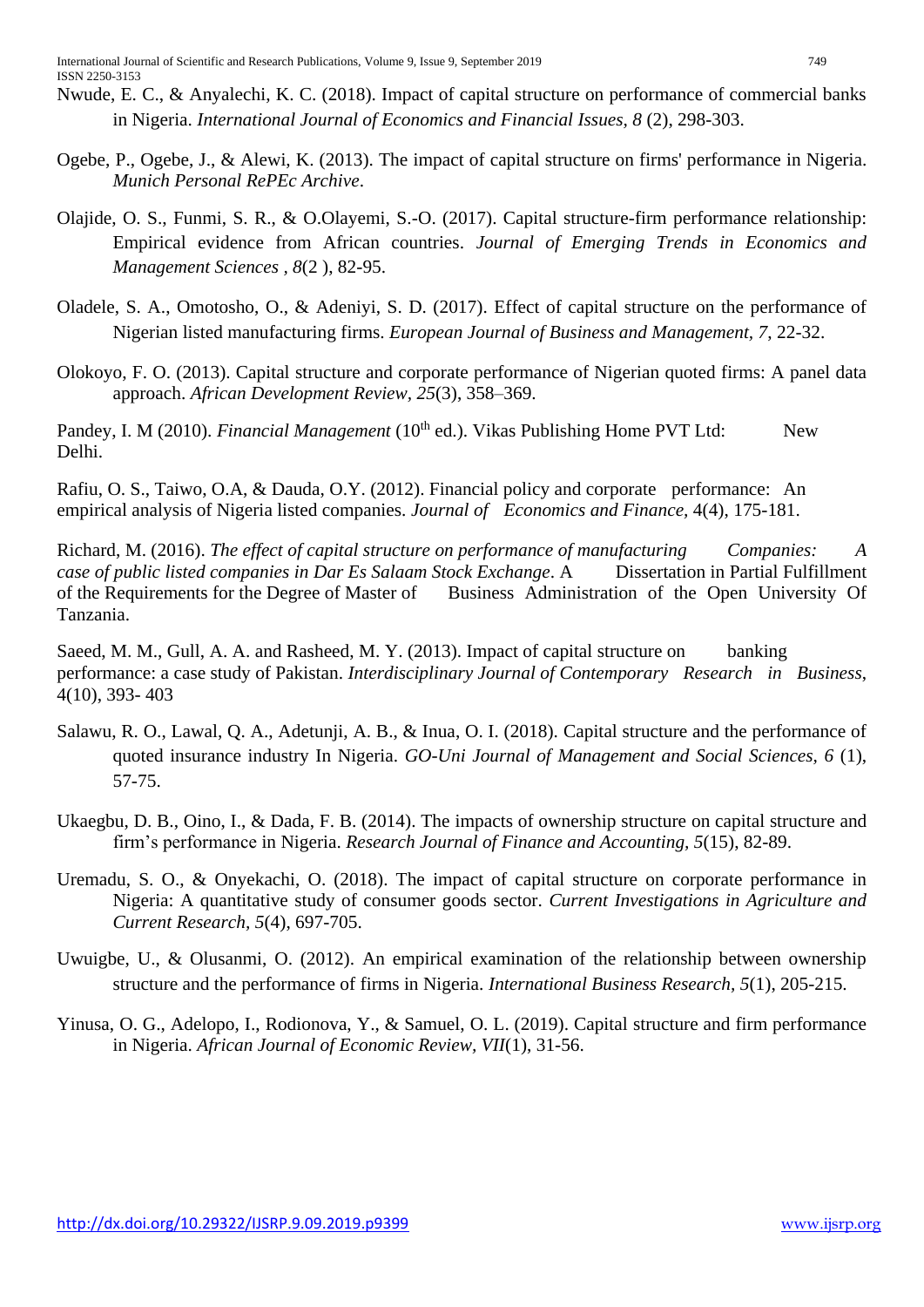Nwude, E. C., & Anyalechi, K. C. (2018). Impact of capital structure on performance of commercial banks in Nigeria. *International Journal of Economics and Financial Issues, 8* (2), 298-303.

Ogebe, P., Ogebe, J., & Alewi, K. (2013). The impact of capital structure on firms' performance in Nigeria. *Munich Personal RePEc Archive*.

Olajide, O. S., Funmi, S. R., & O.Olayemi, S.-O. (2017). Capital structure-firm performance relationship: Empirical evidence from African countries. *Journal of Emerging Trends in Economics and Management Sciences , 8*(2 ), 82-95.

Oladele, S. A., Omotosho, O., & Adeniyi, S. D. (2017). Effect of capital structure on the performance of Nigerian listed manufacturing firms. *European Journal of Business and Management, 7*, 22-32.

Olokoyo, F. O. (2013). Capital structure and corporate performance of Nigerian quoted firms: A panel data approach. *African Development Review, 25*(3), 358–369.

Pandey, I. M (2010). *Financial Management* (10th ed.). Vikas Publishing Home PVT Ltd: New Delhi.

Rafiu, O. S., Taiwo, O.A, & Dauda, O.Y. (2012). Financial policy and corporate performance: An empirical analysis of Nigeria listed companies. *Journal of Economics and Finance,* 4(4), 175-181.

Richard, M. (2016). *The effect of capital structure on performance of manufacturing Companies: A case of public listed companies in Dar Es Salaam Stock Exchange*. A Dissertation in Partial Fulfillment of the Requirements for the Degree of Master of Business Administration of the Open University Of Tanzania.

Saeed, M. M., Gull, A. A. and Rasheed, M. Y. (2013). Impact of capital structure on banking performance: a case study of Pakistan. *Interdisciplinary Journal of Contemporary Research in Business,* 4(10), 393- 403

Salawu, R. O., Lawal, Q. A., Adetunji, A. B., & Inua, O. I. (2018). Capital structure and the performance of quoted insurance industry In Nigeria. *GO-Uni Journal of Management and Social Sciences, 6* (1), 57-75.

Ukaegbu, D. B., Oino, I., & Dada, F. B. (2014). The impacts of ownership structure on capital structure and firm's performance in Nigeria. *Research Journal of Finance and Accounting, 5*(15), 82-89.

Uremadu, S. O., & Onyekachi, O. (2018). The impact of capital structure on corporate performance in Nigeria: A quantitative study of consumer goods sector. *Current Investigations in Agriculture and Current Research, 5*(4), 697-705.

Uwuigbe, U., & Olusanmi, O. (2012). An empirical examination of the relationship between ownership structure and the performance of firms in Nigeria. *International Business Research, 5*(1), 205-215.

Yinusa, O. G., Adelopo, I., Rodionova, Y., & Samuel, O. L. (2019). Capital structure and firm performance in Nigeria. *African Journal of Economic Review, VII*(1), 31-56.